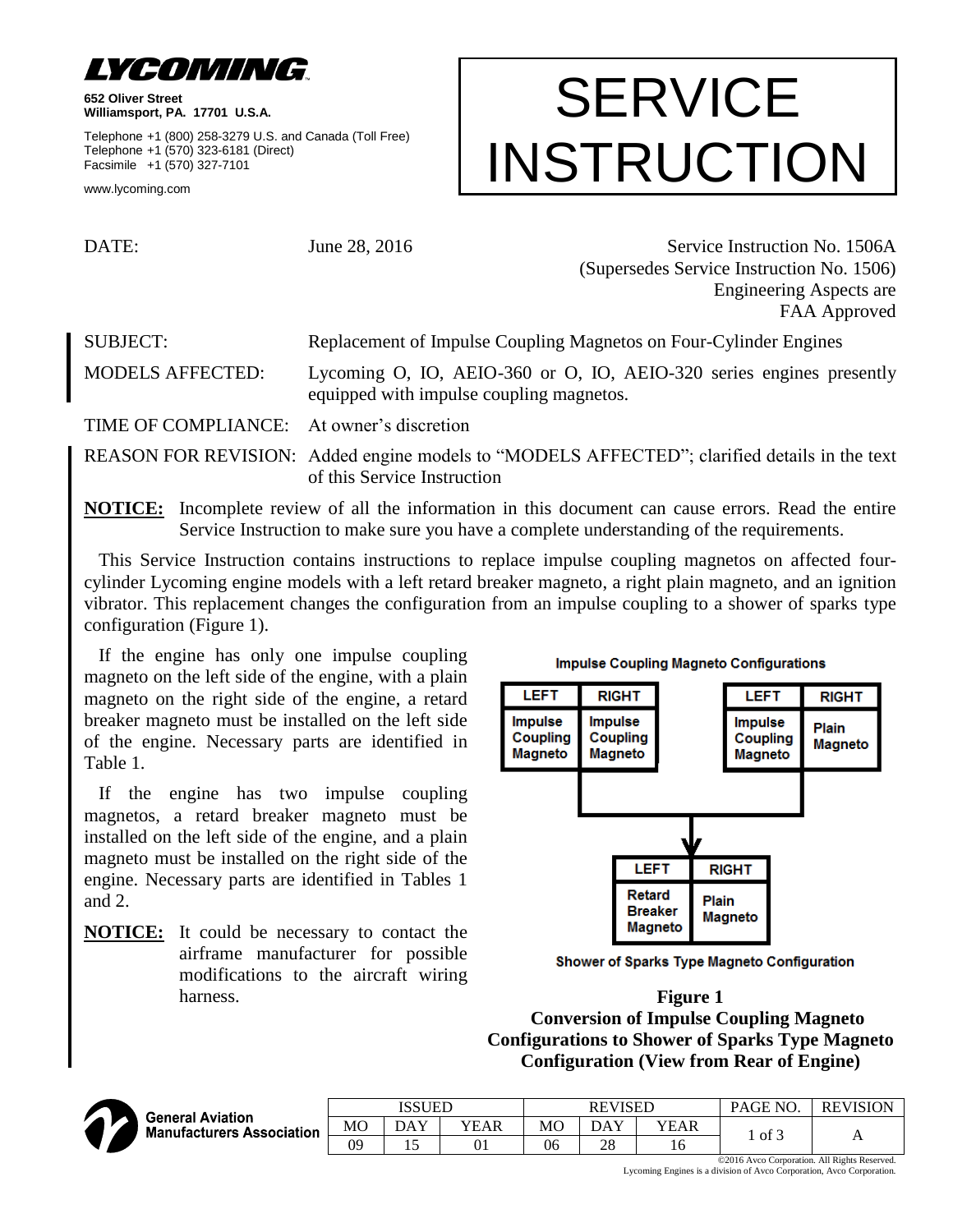**LYCOMING**

**652 Oliver Street**
**Williamsport, PA. 17701 U.S.A.**

Telephone +1 (800) 258-3279 U.S. and Canada (Toll Free)
Telephone +1 (570) 323-6181 (Direct)
Facsimile +1 (570) 327-7101

www.lycoming.com

# SERVICE INSTRUCTION

DATE: June 28, 2016

Service Instruction No. 1506A
(Supersedes Service Instruction No. 1506)
Engineering Aspects are
FAA Approved

SUBJECT: Replacement of Impulse Coupling Magnetos on Four-Cylinder Engines

MODELS AFFECTED: Lycoming O, IO, AEIO-360 or O, IO, AEIO-320 series engines presently equipped with impulse coupling magnetos.

TIME OF COMPLIANCE: At owner's discretion

REASON FOR REVISION: Added engine models to "MODELS AFFECTED"; clarified details in the text of this Service Instruction

**NOTICE:** Incomplete review of all the information in this document can cause errors. Read the entire Service Instruction to make sure you have a complete understanding of the requirements.

This Service Instruction contains instructions to replace impulse coupling magnetos on affected four-cylinder Lycoming engine models with a left retard breaker magneto, a right plain magneto, and an ignition vibrator. This replacement changes the configuration from an impulse coupling to a shower of sparks type configuration (Figure 1).

If the engine has only one impulse coupling magneto on the left side of the engine, with a plain magneto on the right side of the engine, a retard breaker magneto must be installed on the left side of the engine. Necessary parts are identified in Table 1.

If the engine has two impulse coupling magnetos, a retard breaker magneto must be installed on the left side of the engine, and a plain magneto must be installed on the right side of the engine. Necessary parts are identified in Tables 1 and 2.

**NOTICE:** It could be necessary to contact the airframe manufacturer for possible modifications to the aircraft wiring harness.

**Impulse Coupling Magneto Configurations**

| LEFT | RIGHT |
|---|---|
| Impulse Coupling Magneto | Impulse Coupling Magneto |

| LEFT | RIGHT |
|---|---|
| Impulse Coupling Magneto | Plain Magneto |

↓

| LEFT | RIGHT |
|---|---|
| Retard Breaker Magneto | Plain Magneto |

**Shower of Sparks Type Magneto Configuration**

**Figure 1**
**Conversion of Impulse Coupling Magneto Configurations to Shower of Sparks Type Magneto Configuration (View from Rear of Engine)**

| ISSUED | | | REVISED | | | PAGE NO. | REVISION |
|---|---|---|---|---|---|---|---|
| MO | DAY | YEAR | MO | DAY | YEAR | | |
| 09 | 15 | 01 | 06 | 28 | 16 | 1 of 3 | A |

©2016 Avco Corporation. All Rights Reserved.
Lycoming Engines is a division of Avco Corporation, Avco Corporation.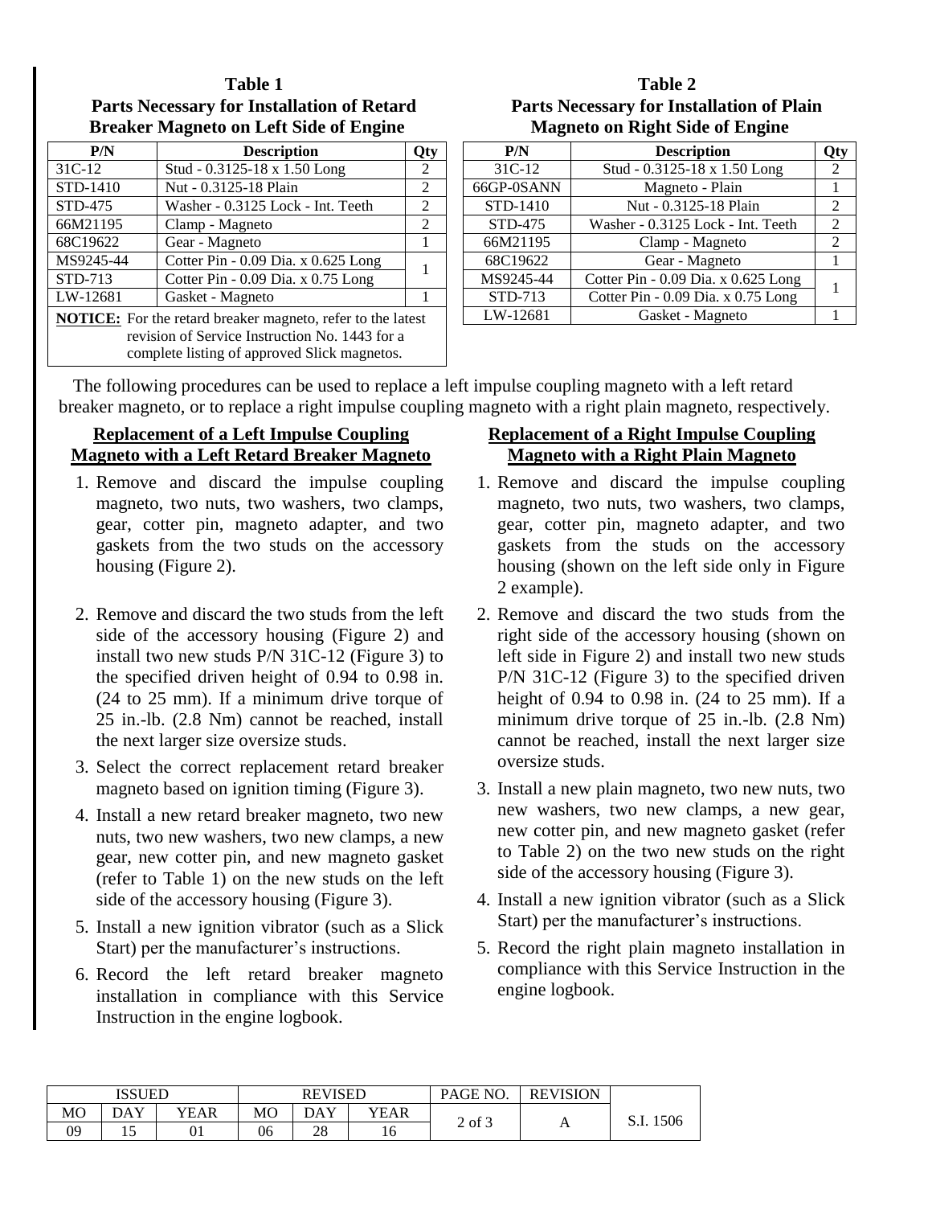**Table 1**
**Parts Necessary for Installation of Retard Breaker Magneto on Left Side of Engine**

| P/N | Description | Qty |
|---|---|---|
| 31C-12 | Stud - 0.3125-18 x 1.50 Long | 2 |
| STD-1410 | Nut - 0.3125-18 Plain | 2 |
| STD-475 | Washer - 0.3125 Lock - Int. Teeth | 2 |
| 66M21195 | Clamp - Magneto | 2 |
| 68C19622 | Gear - Magneto | 1 |
| MS9245-44 | Cotter Pin - 0.09 Dia. x 0.625 Long | 1 |
| STD-713 | Cotter Pin - 0.09 Dia. x 0.75 Long | |
| LW-12681 | Gasket - Magneto | 1 |
| **NOTICE:** For the retard breaker magneto, refer to the latest revision of Service Instruction No. 1443 for a complete listing of approved Slick magnetos. | | |

**Table 2**
**Parts Necessary for Installation of Plain Magneto on Right Side of Engine**

| P/N | Description | Qty |
|---|---|---|
| 31C-12 | Stud - 0.3125-18 x 1.50 Long | 2 |
| 66GP-0SANN | Magneto - Plain | 1 |
| STD-1410 | Nut - 0.3125-18 Plain | 2 |
| STD-475 | Washer - 0.3125 Lock - Int. Teeth | 2 |
| 66M21195 | Clamp - Magneto | 2 |
| 68C19622 | Gear - Magneto | 1 |
| MS9245-44 | Cotter Pin - 0.09 Dia. x 0.625 Long | 1 |
| STD-713 | Cotter Pin - 0.09 Dia. x 0.75 Long | |
| LW-12681 | Gasket - Magneto | 1 |

The following procedures can be used to replace a left impulse coupling magneto with a left retard breaker magneto, or to replace a right impulse coupling magneto with a right plain magneto, respectively.

## Replacement of a Left Impulse Coupling Magneto with a Left Retard Breaker Magneto

1. Remove and discard the impulse coupling magneto, two nuts, two washers, two clamps, gear, cotter pin, magneto adapter, and two gaskets from the two studs on the accessory housing (Figure 2).
2. Remove and discard the two studs from the left side of the accessory housing (Figure 2) and install two new studs P/N 31C-12 (Figure 3) to the specified driven height of 0.94 to 0.98 in. (24 to 25 mm). If a minimum drive torque of 25 in.-lb. (2.8 Nm) cannot be reached, install the next larger size oversize studs.
3. Select the correct replacement retard breaker magneto based on ignition timing (Figure 3).
4. Install a new retard breaker magneto, two new nuts, two new washers, two new clamps, a new gear, new cotter pin, and new magneto gasket (refer to Table 1) on the new studs on the left side of the accessory housing (Figure 3).
5. Install a new ignition vibrator (such as a Slick Start) per the manufacturer's instructions.
6. Record the left retard breaker magneto installation in compliance with this Service Instruction in the engine logbook.

## Replacement of a Right Impulse Coupling Magneto with a Right Plain Magneto

1. Remove and discard the impulse coupling magneto, two nuts, two washers, two clamps, gear, cotter pin, magneto adapter, and two gaskets from the studs on the accessory housing (shown on the left side only in Figure 2 example).
2. Remove and discard the two studs from the right side of the accessory housing (shown on left side in Figure 2) and install two new studs P/N 31C-12 (Figure 3) to the specified driven height of 0.94 to 0.98 in. (24 to 25 mm). If a minimum drive torque of 25 in.-lb. (2.8 Nm) cannot be reached, install the next larger size oversize studs.
3. Install a new plain magneto, two new nuts, two new washers, two new clamps, a new gear, new cotter pin, and new magneto gasket (refer to Table 2) on the two new studs on the right side of the accessory housing (Figure 3).
4. Install a new ignition vibrator (such as a Slick Start) per the manufacturer's instructions.
5. Record the right plain magneto installation in compliance with this Service Instruction in the engine logbook.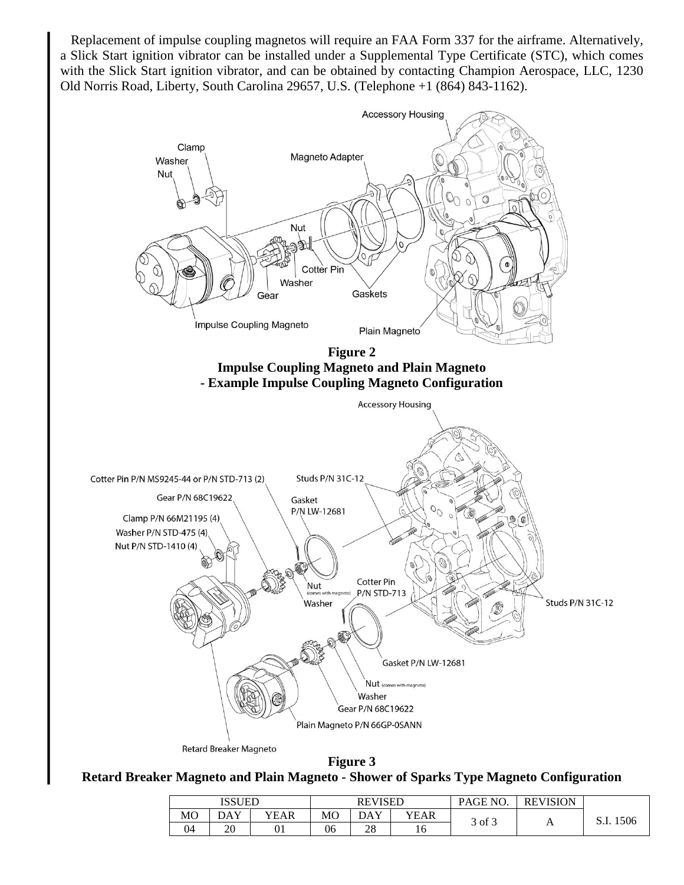Replacement of impulse coupling magnetos will require an FAA Form 337 for the airframe. Alternatively, a Slick Start ignition vibrator can be installed under a Supplemental Type Certificate (STC), which comes with the Slick Start ignition vibrator, and can be obtained by contacting Champion Aerospace, LLC, 1230 Old Norris Road, Liberty, South Carolina 29657, U.S. (Telephone +1 (864) 843-1162).

Accessory Housing
Clamp
Washer
Nut
Magneto Adapter
Nut
Cotter Pin
Washer
Gear
Gaskets
Impulse Coupling Magneto
Plain Magneto

**Figure 2**
**Impulse Coupling Magneto and Plain Magneto - Example Impulse Coupling Magneto Configuration**

Accessory Housing
Cotter Pin P/N MS9245-44 or P/N STD-713 (2)
Studs P/N 31C-12
Gear P/N 68C19622
Gasket P/N LW-12681
Clamp P/N 66M21195 (4)
Washer P/N STD-475 (4)
Nut P/N STD-1410 (4)
Cotter Pin P/N STD-713
Nut (comes with magneto)
Washer
Studs P/N 31C-12
Gasket P/N LW-12681
Nut (comes with magneto)
Washer
Gear P/N 68C19622
Plain Magneto P/N 66GP-0SANN
Retard Breaker Magneto

**Figure 3**
**Retard Breaker Magneto and Plain Magneto - Shower of Sparks Type Magneto Configuration**

| ISSUED | | | REVISED | | | PAGE NO. | REVISION | |
|---|---|---|---|---|---|---|---|---|
| MO | DAY | YEAR | MO | DAY | YEAR | 3 of 3 | A | S.I. 1506 |
| 04 | 20 | 01 | 06 | 28 | 16 | | | |